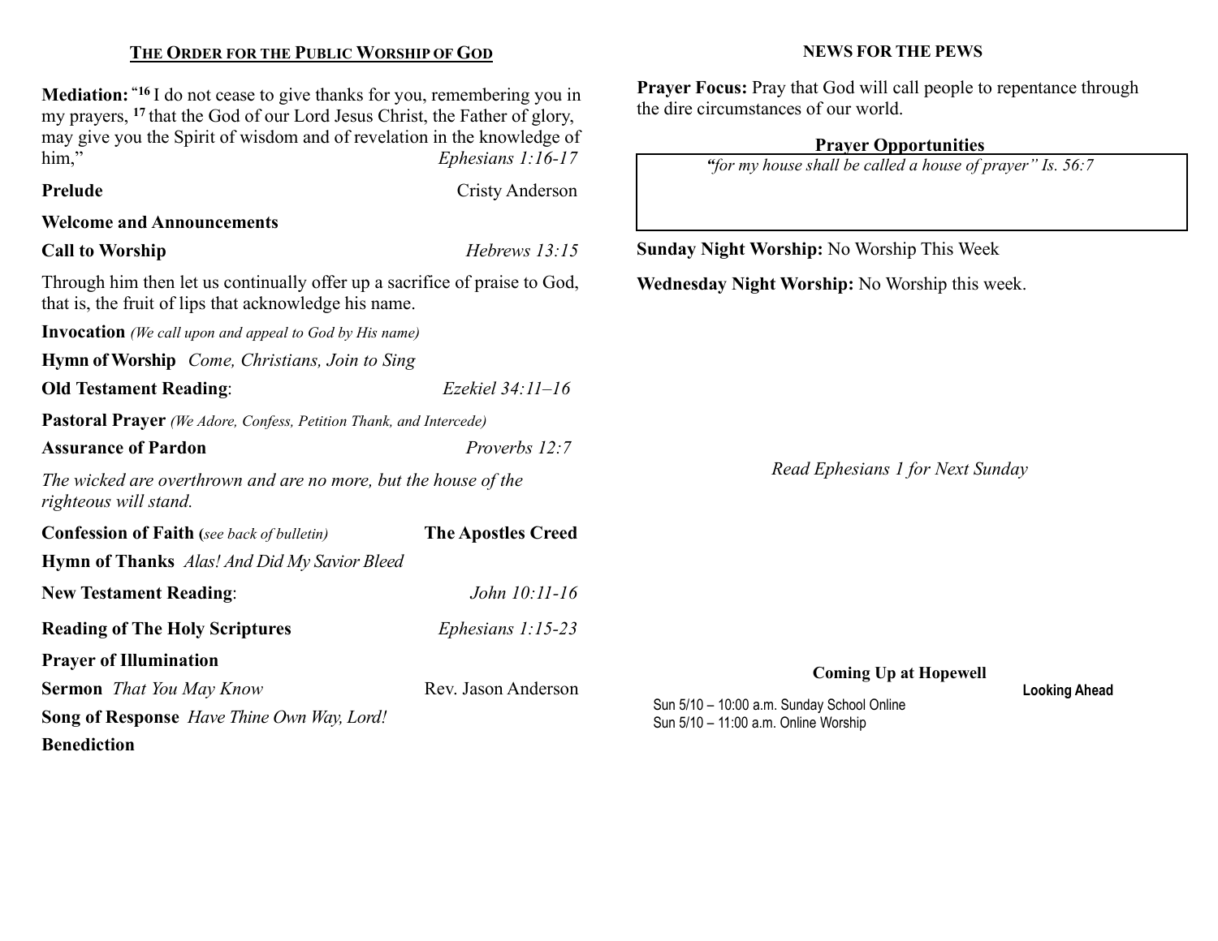## THE ORDER FOR THE PUBLIC WORSHIP OF GOD

**Mediation:** "[16] I do not cease to give thanks for you, remembering you in my prayers, [17] that the God of our Lord Jesus Christ, the Father of glory, may give you the Spirit of wisdom and of revelation in the knowledge of him," *Ephesians 1:16-17*

**Prelude** Cristy Anderson

**Welcome and Announcements**

**Call to Worship** *Hebrews 13:15*

Through him then let us continually offer up a sacrifice of praise to God, that is, the fruit of lips that acknowledge his name.

**Invocation** *(We call upon and appeal to God by His name)*

**Hymn of Worship** *Come, Christians, Join to Sing*

**Old Testament Reading**: *Ezekiel 34:11–16*

**Pastoral Prayer** *(We Adore, Confess, Petition Thank, and Intercede)*

**Assurance of Pardon** *Proverbs 12:7*

*The wicked are overthrown and are no more, but the house of the righteous will stand.*

**Confession of Faith (***see back of bulletin)* **The Apostles Creed**

**Hymn of Thanks** *Alas! And Did My Savior Bleed*

**New Testament Reading**: *John 10:11-16*

**Reading of The Holy Scriptures** *Ephesians 1:15-23*

**Prayer of Illumination**

**Sermon** *That You May Know* Rev. Jason Anderson

**Song of Response** *Have Thine Own Way, Lord!*

**Benediction**

## NEWS FOR THE PEWS

**Prayer Focus:** Pray that God will call people to repentance through the dire circumstances of our world.

### Prayer Opportunities

*"for my house shall be called a house of prayer" Is. 56:7*

**Sunday Night Worship:** No Worship This Week

**Wednesday Night Worship:** No Worship this week.

*Read Ephesians 1 for Next Sunday*

### Coming Up at Hopewell

**Looking Ahead**

Sun 5/10 – 10:00 a.m. Sunday School Online
Sun 5/10 – 11:00 a.m. Online Worship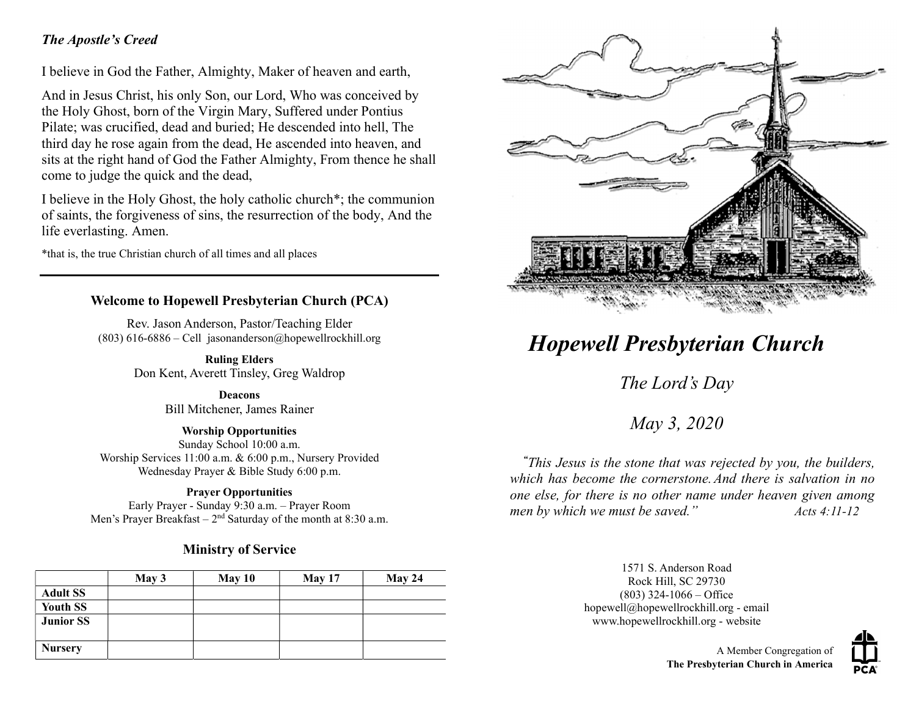***The Apostle's Creed***

I believe in God the Father, Almighty, Maker of heaven and earth,

And in Jesus Christ, his only Son, our Lord, Who was conceived by the Holy Ghost, born of the Virgin Mary, Suffered under Pontius Pilate; was crucified, dead and buried; He descended into hell, The third day he rose again from the dead, He ascended into heaven, and sits at the right hand of God the Father Almighty, From thence he shall come to judge the quick and the dead,

I believe in the Holy Ghost, the holy catholic church*; the communion of saints, the forgiveness of sins, the resurrection of the body, And the life everlasting. Amen.

*that is, the true Christian church of all times and all places

---

**Welcome to Hopewell Presbyterian Church (PCA)**

Rev. Jason Anderson, Pastor/Teaching Elder
(803) 616-6886 – Cell jasonanderson@hopewellrockhill.org

**Ruling Elders**
Don Kent, Averett Tinsley, Greg Waldrop

**Deacons**
Bill Mitchener, James Rainer

**Worship Opportunities**
Sunday School 10:00 a.m.
Worship Services 11:00 a.m. & 6:00 p.m., Nursery Provided
Wednesday Prayer & Bible Study 6:00 p.m.

**Prayer Opportunities**
Early Prayer - Sunday 9:30 a.m. – Prayer Room
Men's Prayer Breakfast – 2nd Saturday of the month at 8:30 a.m.

**Ministry of Service**

| | May 3 | May 10 | May 17 | May 24 |
|---|---|---|---|---|
| **Adult SS** | | | | |
| **Youth SS** | | | | |
| **Junior SS** | | | | |
| **Nursery** | | | | |

# *Hopewell Presbyterian Church*

*The Lord's Day*

*May 3, 2020*

*"This Jesus is the stone that was rejected by you, the builders, which has become the cornerstone. And there is salvation in no one else, for there is no other name under heaven given among men by which we must be saved."* *Acts 4:11-12*

1571 S. Anderson Road
Rock Hill, SC 29730
(803) 324-1066 – Office
hopewell@hopewellrockhill.org - email
www.hopewellrockhill.org - website

A Member Congregation of
**The Presbyterian Church in America**